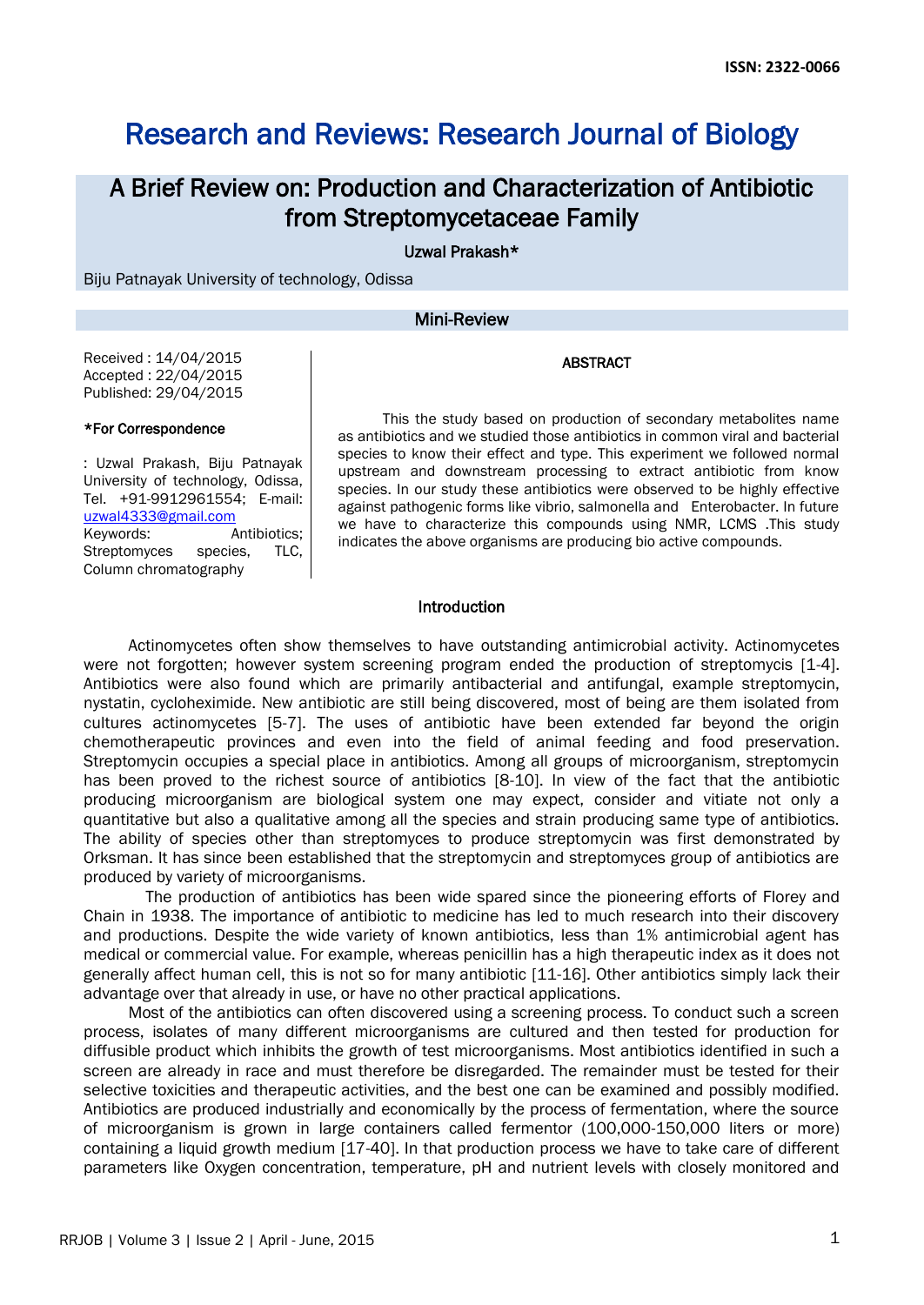ISSN: 2322-0066

# Research and Reviews: Research Journal of Biology

## A Brief Review on: Production and Characterization of Antibiotic from Streptomycetaceae Family

Uzwal Prakash*

Biju Patnayak University of technology, Odissa

### Mini-Review

Received : 14/04/2015
Accepted : 22/04/2015
Published: 29/04/2015

**\*For Correspondence**

: Uzwal Prakash, Biju Patnayak University of technology, Odissa, Tel. +91-9912961554; E-mail: uzwal4333@gmail.com

Keywords: Antibiotics; Streptomyces species, TLC, Column chromatography

#### ABSTRACT

This the study based on production of secondary metabolites name as antibiotics and we studied those antibiotics in common viral and bacterial species to know their effect and type. This experiment we followed normal upstream and downstream processing to extract antibiotic from know species. In our study these antibiotics were observed to be highly effective against pathogenic forms like vibrio, salmonella and Enterobacter. In future we have to characterize this compounds using NMR, LCMS .This study indicates the above organisms are producing bio active compounds.

#### Introduction

Actinomycetes often show themselves to have outstanding antimicrobial activity. Actinomycetes were not forgotten; however system screening program ended the production of streptomycis [1-4]. Antibiotics were also found which are primarily antibacterial and antifungal, example streptomycin, nystatin, cycloheximide. New antibiotic are still being discovered, most of being are them isolated from cultures actinomycetes [5-7]. The uses of antibiotic have been extended far beyond the origin chemotherapeutic provinces and even into the field of animal feeding and food preservation. Streptomycin occupies a special place in antibiotics. Among all groups of microorganism, streptomycin has been proved to the richest source of antibiotics [8-10]. In view of the fact that the antibiotic producing microorganism are biological system one may expect, consider and vitiate not only a quantitative but also a qualitative among all the species and strain producing same type of antibiotics. The ability of species other than streptomyces to produce streptomycin was first demonstrated by Orksman. It has since been established that the streptomycin and streptomyces group of antibiotics are produced by variety of microorganisms.

The production of antibiotics has been wide spared since the pioneering efforts of Florey and Chain in 1938. The importance of antibiotic to medicine has led to much research into their discovery and productions. Despite the wide variety of known antibiotics, less than 1% antimicrobial agent has medical or commercial value. For example, whereas penicillin has a high therapeutic index as it does not generally affect human cell, this is not so for many antibiotic [11-16]. Other antibiotics simply lack their advantage over that already in use, or have no other practical applications.

Most of the antibiotics can often discovered using a screening process. To conduct such a screen process, isolates of many different microorganisms are cultured and then tested for production for diffusible product which inhibits the growth of test microorganisms. Most antibiotics identified in such a screen are already in race and must therefore be disregarded. The remainder must be tested for their selective toxicities and therapeutic activities, and the best one can be examined and possibly modified. Antibiotics are produced industrially and economically by the process of fermentation, where the source of microorganism is grown in large containers called fermentor (100,000-150,000 liters or more) containing a liquid growth medium [17-40]. In that production process we have to take care of different parameters like Oxygen concentration, temperature, pH and nutrient levels with closely monitored and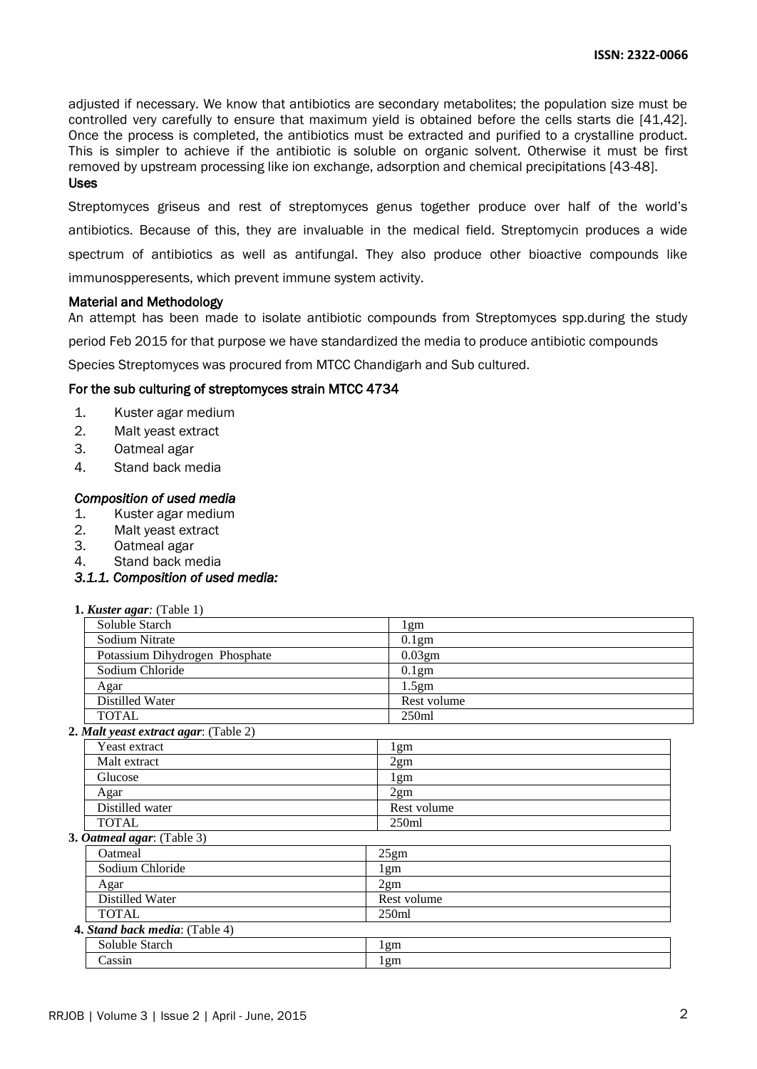adjusted if necessary. We know that antibiotics are secondary metabolites; the population size must be controlled very carefully to ensure that maximum yield is obtained before the cells starts die [41,42]. Once the process is completed, the antibiotics must be extracted and purified to a crystalline product. This is simpler to achieve if the antibiotic is soluble on organic solvent. Otherwise it must be first removed by upstream processing like ion exchange, adsorption and chemical precipitations [43-48].

### Uses

Streptomyces griseus and rest of streptomyces genus together produce over half of the world's antibiotics. Because of this, they are invaluable in the medical field. Streptomycin produces a wide spectrum of antibiotics as well as antifungal. They also produce other bioactive compounds like immunospperesents, which prevent immune system activity.

### Material and Methodology

An attempt has been made to isolate antibiotic compounds from Streptomyces spp.during the study period Feb 2015 for that purpose we have standardized the media to produce antibiotic compounds

Species Streptomyces was procured from MTCC Chandigarh and Sub cultured.

#### For the sub culturing of streptomyces strain MTCC 4734

1. Kuster agar medium
2. Malt yeast extract
3. Oatmeal agar
4. Stand back media

#### *Composition of used media*

1. Kuster agar medium
2. Malt yeast extract
3. Oatmeal agar
4. Stand back media

#### *3.1.1. Composition of used media:*

**1.** ***Kuster agar****:* (Table 1)

| Soluble Starch | 1gm |
|---|---|
| Sodium Nitrate | 0.1gm |
| Potassium Dihydrogen Phosphate | 0.03gm |
| Sodium Chloride | 0.1gm |
| Agar | 1.5gm |
| Distilled Water | Rest volume |
| TOTAL | 250ml |

**2.** ***Malt yeast extract agar***: (Table 2)

| Yeast extract | 1gm |
|---|---|
| Malt extract | 2gm |
| Glucose | 1gm |
| Agar | 2gm |
| Distilled water | Rest volume |
| TOTAL | 250ml |

**3.** ***Oatmeal agar***: (Table 3)

| Oatmeal | 25gm |
|---|---|
| Sodium Chloride | 1gm |
| Agar | 2gm |
| Distilled Water | Rest volume |
| TOTAL | 250ml |

**4.** ***Stand back media***: (Table 4)

| Soluble Starch | 1gm |
|---|---|
| Cassin | 1gm |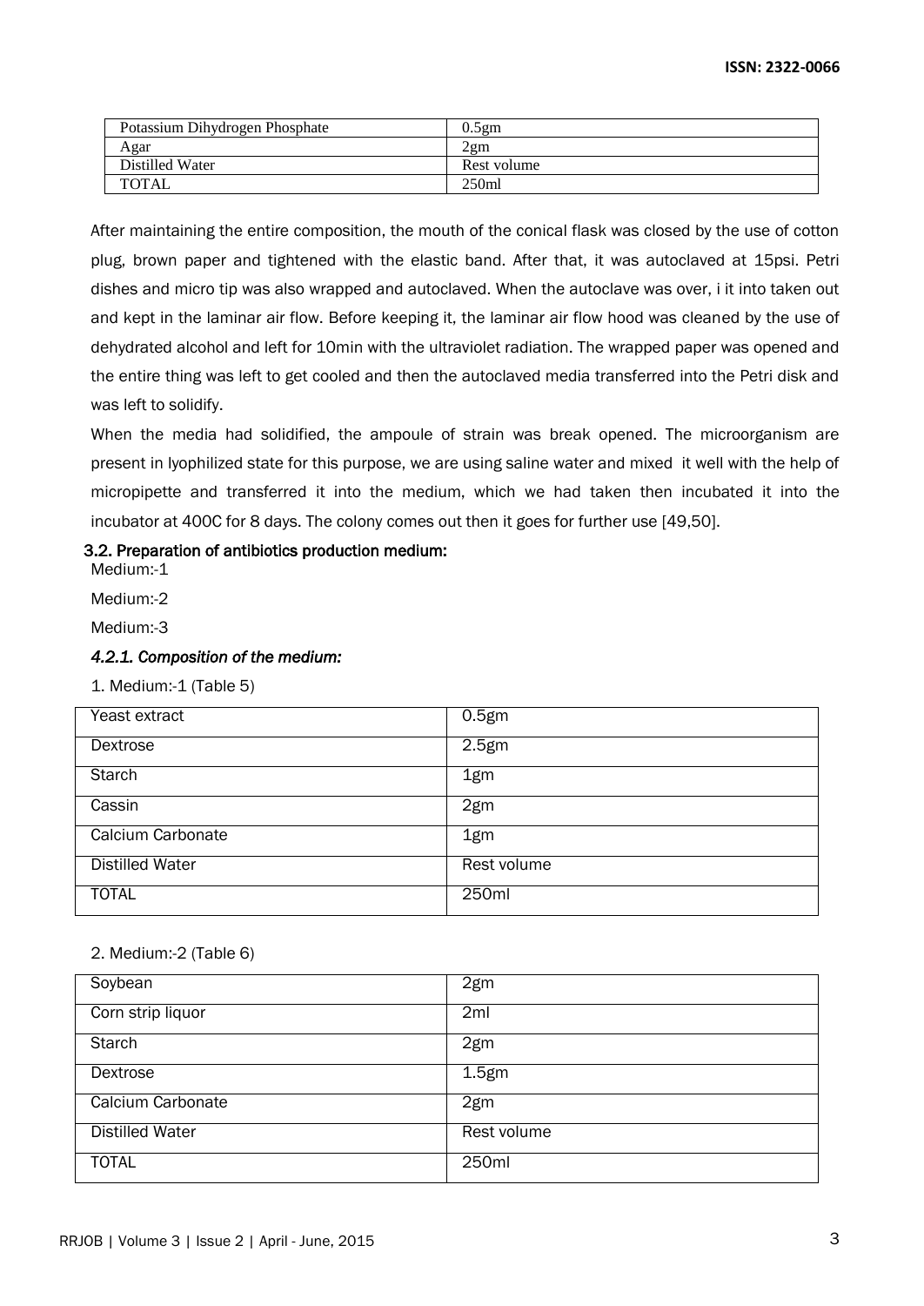| Potassium Dihydrogen Phosphate | 0.5gm |
| --- | --- |
| Agar | 2gm |
| Distilled Water | Rest volume |
| TOTAL | 250ml |

After maintaining the entire composition, the mouth of the conical flask was closed by the use of cotton plug, brown paper and tightened with the elastic band. After that, it was autoclaved at 15psi. Petri dishes and micro tip was also wrapped and autoclaved. When the autoclave was over, i it into taken out and kept in the laminar air flow. Before keeping it, the laminar air flow hood was cleaned by the use of dehydrated alcohol and left for 10min with the ultraviolet radiation. The wrapped paper was opened and the entire thing was left to get cooled and then the autoclaved media transferred into the Petri disk and was left to solidify.

When the media had solidified, the ampoule of strain was break opened. The microorganism are present in lyophilized state for this purpose, we are using saline water and mixed it well with the help of micropipette and transferred it into the medium, which we had taken then incubated it into the incubator at 400C for 8 days. The colony comes out then it goes for further use [49,50].

### 3.2. Preparation of antibiotics production medium:

Medium:-1

Medium:-2

Medium:-3

#### *4.2.1. Composition of the medium:*

1. Medium:-1 (Table 5)

| Yeast extract | 0.5gm |
| --- | --- |
| Dextrose | 2.5gm |
| Starch | 1gm |
| Cassin | 2gm |
| Calcium Carbonate | 1gm |
| Distilled Water | Rest volume |
| TOTAL | 250ml |

2. Medium:-2 (Table 6)

| Soybean | 2gm |
| --- | --- |
| Corn strip liquor | 2ml |
| Starch | 2gm |
| Dextrose | 1.5gm |
| Calcium Carbonate | 2gm |
| Distilled Water | Rest volume |
| TOTAL | 250ml |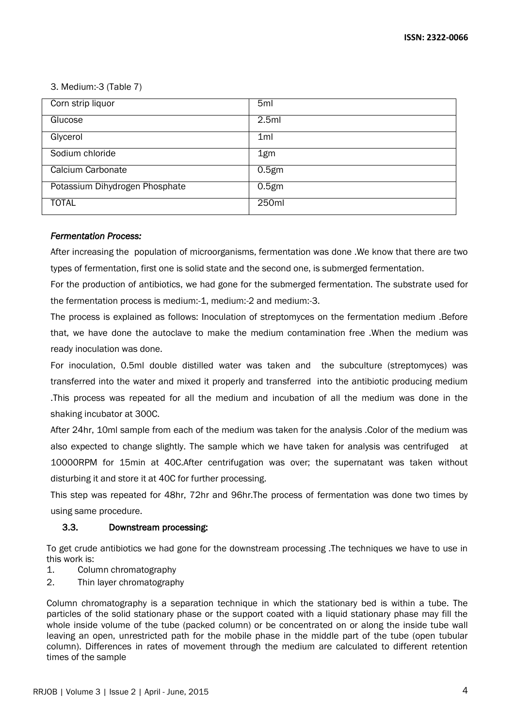3. Medium:-3 (Table 7)

| Corn strip liquor | 5ml |
|---|---|
| Glucose | 2.5ml |
| Glycerol | 1ml |
| Sodium chloride | 1gm |
| Calcium Carbonate | 0.5gm |
| Potassium Dihydrogen Phosphate | 0.5gm |
| TOTAL | 250ml |

***Fermentation Process:***

After increasing the population of microorganisms, fermentation was done .We know that there are two types of fermentation, first one is solid state and the second one, is submerged fermentation.

For the production of antibiotics, we had gone for the submerged fermentation. The substrate used for the fermentation process is medium:-1, medium:-2 and medium:-3.

The process is explained as follows: Inoculation of streptomyces on the fermentation medium .Before that, we have done the autoclave to make the medium contamination free .When the medium was ready inoculation was done.

For inoculation, 0.5ml double distilled water was taken and the subculture (streptomyces) was transferred into the water and mixed it properly and transferred into the antibiotic producing medium .This process was repeated for all the medium and incubation of all the medium was done in the shaking incubator at 30OC.

After 24hr, 10ml sample from each of the medium was taken for the analysis .Color of the medium was also expected to change slightly. The sample which we have taken for analysis was centrifuged at 10000RPM for 15min at 4OC.After centrifugation was over; the supernatant was taken without disturbing it and store it at 4OC for further processing.

This step was repeated for 48hr, 72hr and 96hr.The process of fermentation was done two times by using same procedure.

### 3.3. Downstream processing:

To get crude antibiotics we had gone for the downstream processing .The techniques we have to use in this work is:

1. Column chromatography
2. Thin layer chromatography

Column chromatography is a separation technique in which the stationary bed is within a tube. The particles of the solid stationary phase or the support coated with a liquid stationary phase may fill the whole inside volume of the tube (packed column) or be concentrated on or along the inside tube wall leaving an open, unrestricted path for the mobile phase in the middle part of the tube (open tubular column). Differences in rates of movement through the medium are calculated to different retention times of the sample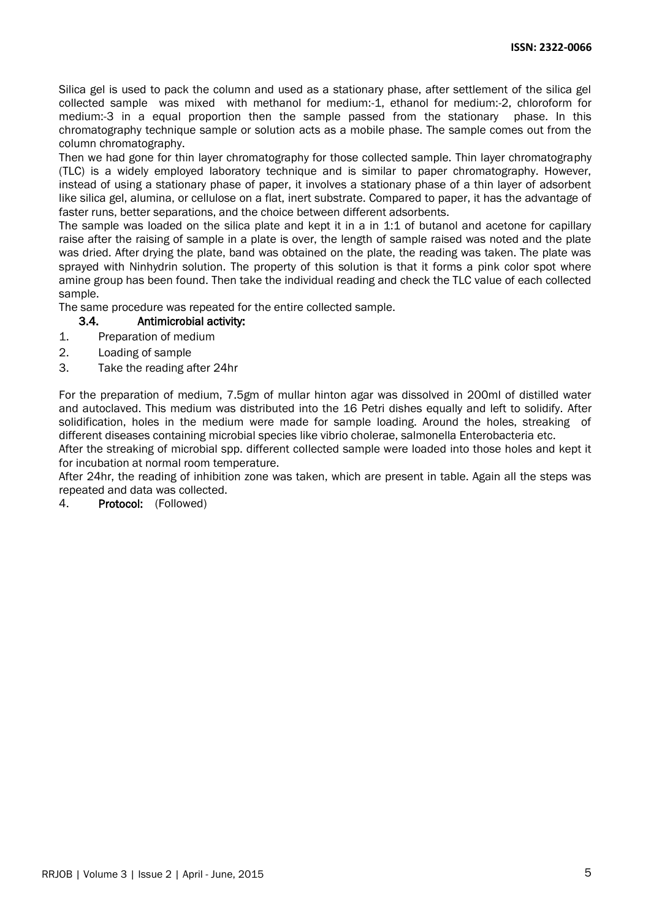Silica gel is used to pack the column and used as a stationary phase, after settlement of the silica gel collected sample was mixed with methanol for medium:-1, ethanol for medium:-2, chloroform for medium:-3 in a equal proportion then the sample passed from the stationary phase. In this chromatography technique sample or solution acts as a mobile phase. The sample comes out from the column chromatography.

Then we had gone for thin layer chromatography for those collected sample. Thin layer chromatography (TLC) is a widely employed laboratory technique and is similar to paper chromatography. However, instead of using a stationary phase of paper, it involves a stationary phase of a thin layer of adsorbent like silica gel, alumina, or cellulose on a flat, inert substrate. Compared to paper, it has the advantage of faster runs, better separations, and the choice between different adsorbents.

The sample was loaded on the silica plate and kept it in a in 1:1 of butanol and acetone for capillary raise after the raising of sample in a plate is over, the length of sample raised was noted and the plate was dried. After drying the plate, band was obtained on the plate, the reading was taken. The plate was sprayed with Ninhydrin solution. The property of this solution is that it forms a pink color spot where amine group has been found. Then take the individual reading and check the TLC value of each collected sample.

The same procedure was repeated for the entire collected sample.

### 3.4. Antimicrobial activity:

1. Preparation of medium
2. Loading of sample
3. Take the reading after 24hr

For the preparation of medium, 7.5gm of mullar hinton agar was dissolved in 200ml of distilled water and autoclaved. This medium was distributed into the 16 Petri dishes equally and left to solidify. After solidification, holes in the medium were made for sample loading. Around the holes, streaking of different diseases containing microbial species like vibrio cholerae, salmonella Enterobacteria etc.

After the streaking of microbial spp. different collected sample were loaded into those holes and kept it for incubation at normal room temperature.

After 24hr, the reading of inhibition zone was taken, which are present in table. Again all the steps was repeated and data was collected.

4. **Protocol:** (Followed)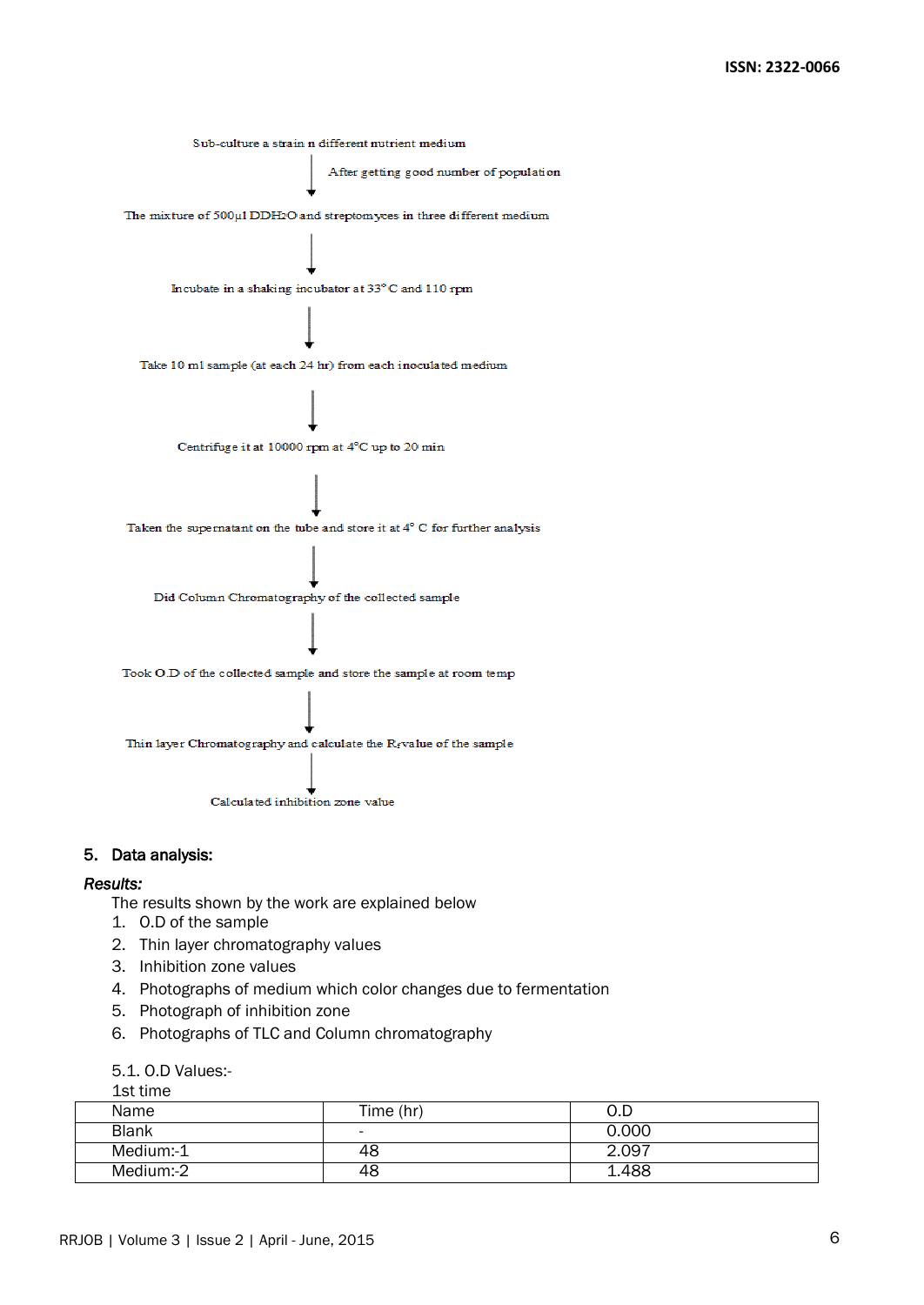Sub-culture a strain n different nutrient medium

↓ After getting good number of population

The mixture of 500µl DDH2O and streptomyces in three different medium

↓

Incubate in a shaking incubator at 33° C and 110 rpm

↓

Take 10 ml sample (at each 24 hr) from each inoculated medium

↓

Centrifuge it at 10000 rpm at 4°C up to 20 min

↓

Taken the supernatant on the tube and store it at 4° C for further analysis

↓

Did Column Chromatography of the collected sample

↓

Took O.D of the collected sample and store the sample at room temp

↓

Thin layer Chromatography and calculate the $R_f$ value of the sample

↓

Calculated inhibition zone value

## 5. Data analysis:

***Results:***

The results shown by the work are explained below

1. O.D of the sample
2. Thin layer chromatography values
3. Inhibition zone values
4. Photographs of medium which color changes due to fermentation
5. Photograph of inhibition zone
6. Photographs of TLC and Column chromatography

5.1. O.D Values:-

1st time

| Name | Time (hr) | O.D |
|---|---|---|
| Blank | - | 0.000 |
| Medium:-1 | 48 | 2.097 |
| Medium:-2 | 48 | 1.488 |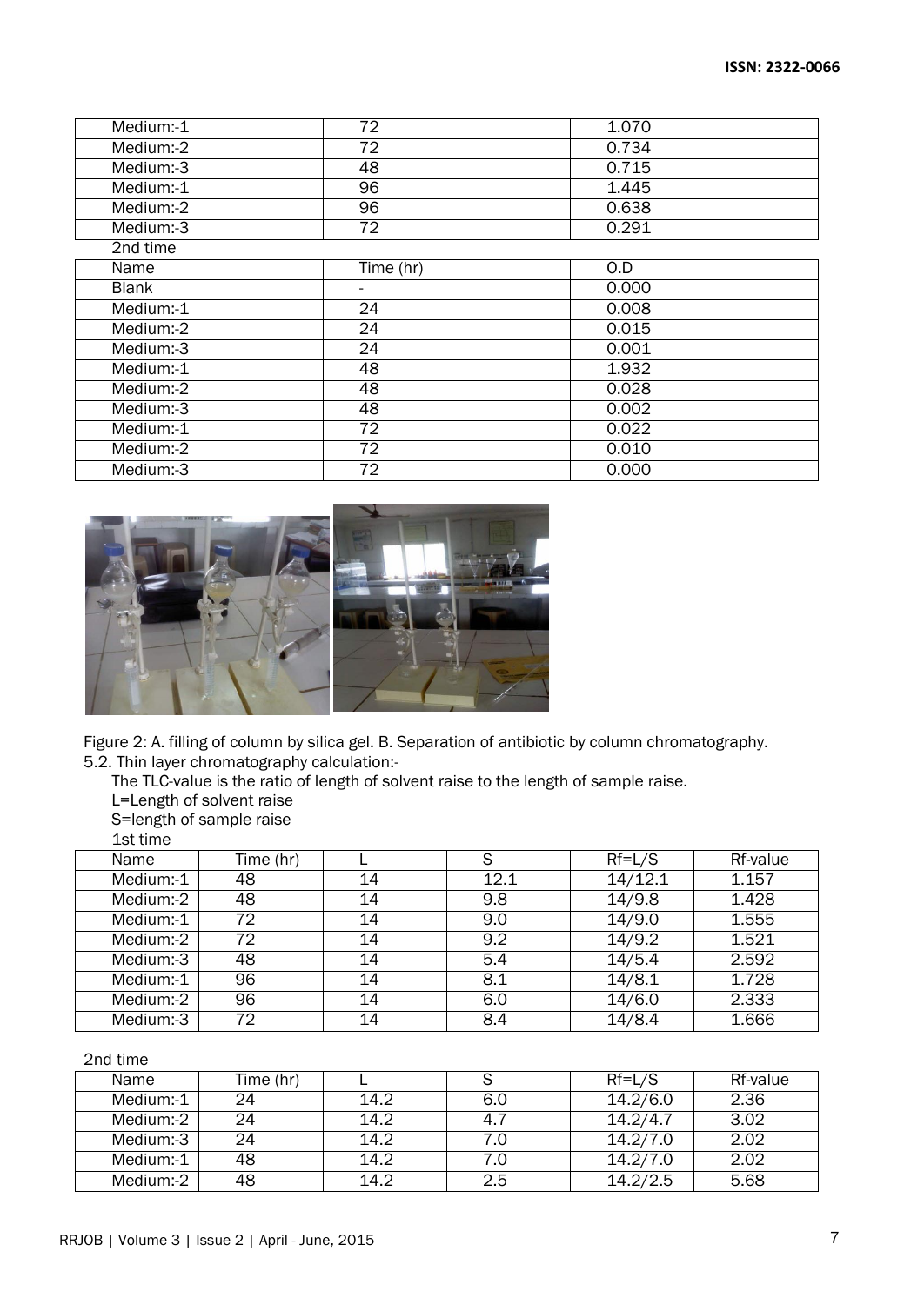| Medium:-1 | 72 | 1.070 |
|---|---|---|
| Medium:-2 | 72 | 0.734 |
| Medium:-3 | 48 | 0.715 |
| Medium:-1 | 96 | 1.445 |
| Medium:-2 | 96 | 0.638 |
| Medium:-3 | 72 | 0.291 |

2nd time

| Name | Time (hr) | O.D |
|---|---|---|
| Blank | - | 0.000 |
| Medium:-1 | 24 | 0.008 |
| Medium:-2 | 24 | 0.015 |
| Medium:-3 | 24 | 0.001 |
| Medium:-1 | 48 | 1.932 |
| Medium:-2 | 48 | 0.028 |
| Medium:-3 | 48 | 0.002 |
| Medium:-1 | 72 | 0.022 |
| Medium:-2 | 72 | 0.010 |
| Medium:-3 | 72 | 0.000 |

Figure 2: A. filling of column by silica gel. B. Separation of antibiotic by column chromatography.

5.2. Thin layer chromatography calculation:-

The TLC-value is the ratio of length of solvent raise to the length of sample raise.

L=Length of solvent raise

S=length of sample raise

1st time

| Name | Time (hr) | L | S | Rf=L/S | Rf-value |
|---|---|---|---|---|---|
| Medium:-1 | 48 | 14 | 12.1 | 14/12.1 | 1.157 |
| Medium:-2 | 48 | 14 | 9.8 | 14/9.8 | 1.428 |
| Medium:-1 | 72 | 14 | 9.0 | 14/9.0 | 1.555 |
| Medium:-2 | 72 | 14 | 9.2 | 14/9.2 | 1.521 |
| Medium:-3 | 48 | 14 | 5.4 | 14/5.4 | 2.592 |
| Medium:-1 | 96 | 14 | 8.1 | 14/8.1 | 1.728 |
| Medium:-2 | 96 | 14 | 6.0 | 14/6.0 | 2.333 |
| Medium:-3 | 72 | 14 | 8.4 | 14/8.4 | 1.666 |

2nd time

| Name | Time (hr) | L | S | Rf=L/S | Rf-value |
|---|---|---|---|---|---|
| Medium:-1 | 24 | 14.2 | 6.0 | 14.2/6.0 | 2.36 |
| Medium:-2 | 24 | 14.2 | 4.7 | 14.2/4.7 | 3.02 |
| Medium:-3 | 24 | 14.2 | 7.0 | 14.2/7.0 | 2.02 |
| Medium:-1 | 48 | 14.2 | 7.0 | 14.2/7.0 | 2.02 |
| Medium:-2 | 48 | 14.2 | 2.5 | 14.2/2.5 | 5.68 |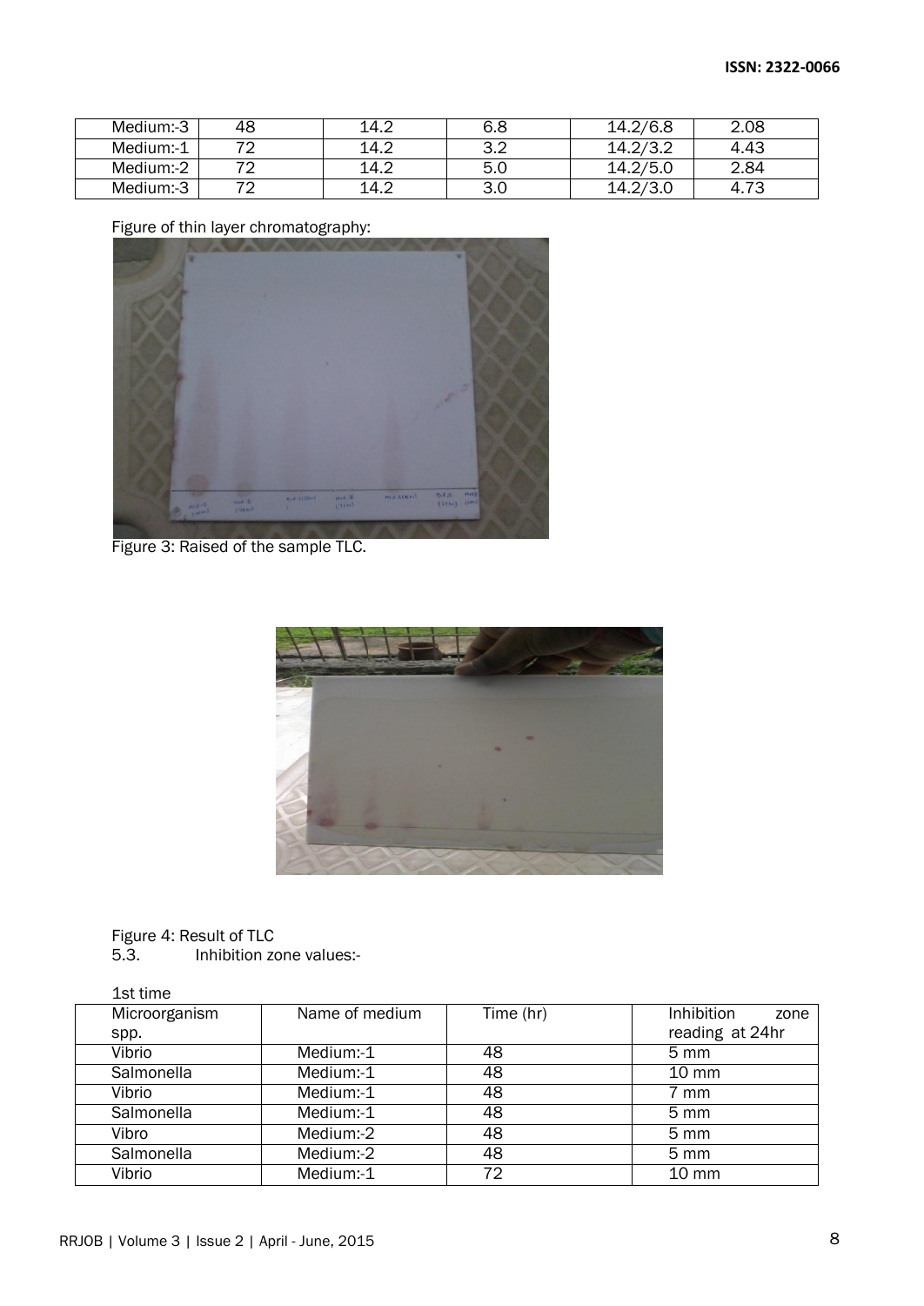| Medium:-3 | 48 | 14.2 | 6.8 | 14.2/6.8 | 2.08 |
|---|---|---|---|---|---|
| Medium:-1 | 72 | 14.2 | 3.2 | 14.2/3.2 | 4.43 |
| Medium:-2 | 72 | 14.2 | 5.0 | 14.2/5.0 | 2.84 |
| Medium:-3 | 72 | 14.2 | 3.0 | 14.2/3.0 | 4.73 |

Figure of thin layer chromatography:

Figure 3: Raised of the sample TLC.

Figure 4: Result of TLC

5.3. Inhibition zone values:-

1st time

| Microorganism spp. | Name of medium | Time (hr) | Inhibition zone reading at 24hr |
|---|---|---|---|
| Vibrio | Medium:-1 | 48 | 5 mm |
| Salmonella | Medium:-1 | 48 | 10 mm |
| Vibrio | Medium:-1 | 48 | 7 mm |
| Salmonella | Medium:-1 | 48 | 5 mm |
| Vibro | Medium:-2 | 48 | 5 mm |
| Salmonella | Medium:-2 | 48 | 5 mm |
| Vibrio | Medium:-1 | 72 | 10 mm |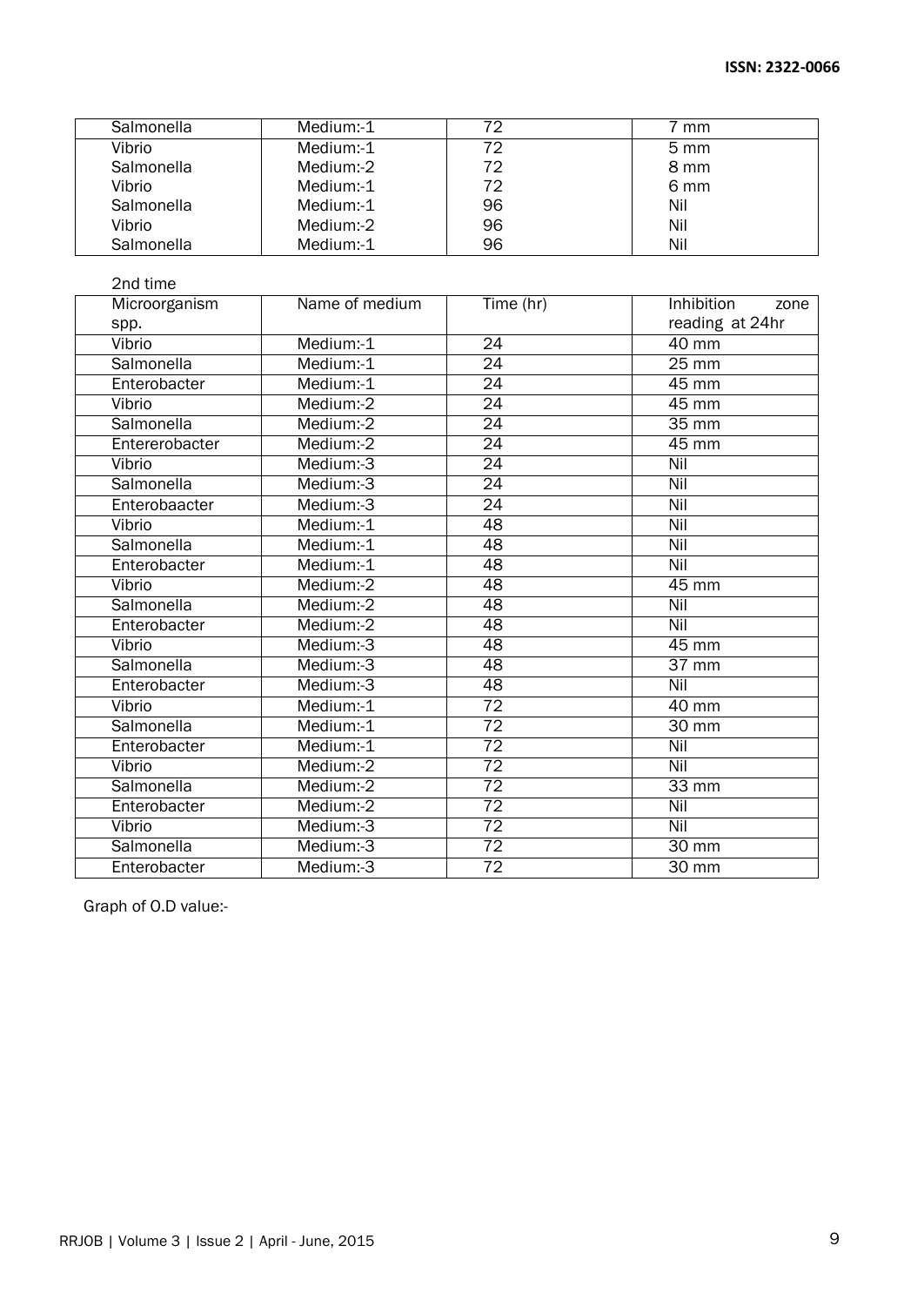| | | | |
|---|---|---|---|
| Salmonella | Medium:-1 | 72 | 7 mm |
| Vibrio | Medium:-1 | 72 | 5 mm |
| Salmonella | Medium:-2 | 72 | 8 mm |
| Vibrio | Medium:-1 | 72 | 6 mm |
| Salmonella | Medium:-1 | 96 | Nil |
| Vibrio | Medium:-2 | 96 | Nil |
| Salmonella | Medium:-1 | 96 | Nil |

2nd time

| Microorganism spp. | Name of medium | Time (hr) | Inhibition zone reading at 24hr |
|---|---|---|---|
| Vibrio | Medium:-1 | 24 | 40 mm |
| Salmonella | Medium:-1 | 24 | 25 mm |
| Enterobacter | Medium:-1 | 24 | 45 mm |
| Vibrio | Medium:-2 | 24 | 45 mm |
| Salmonella | Medium:-2 | 24 | 35 mm |
| Entererobacter | Medium:-2 | 24 | 45 mm |
| Vibrio | Medium:-3 | 24 | Nil |
| Salmonella | Medium:-3 | 24 | Nil |
| Enterobaacter | Medium:-3 | 24 | Nil |
| Vibrio | Medium:-1 | 48 | Nil |
| Salmonella | Medium:-1 | 48 | Nil |
| Enterobacter | Medium:-1 | 48 | Nil |
| Vibrio | Medium:-2 | 48 | 45 mm |
| Salmonella | Medium:-2 | 48 | Nil |
| Enterobacter | Medium:-2 | 48 | Nil |
| Vibrio | Medium:-3 | 48 | 45 mm |
| Salmonella | Medium:-3 | 48 | 37 mm |
| Enterobacter | Medium:-3 | 48 | Nil |
| Vibrio | Medium:-1 | 72 | 40 mm |
| Salmonella | Medium:-1 | 72 | 30 mm |
| Enterobacter | Medium:-1 | 72 | Nil |
| Vibrio | Medium:-2 | 72 | Nil |
| Salmonella | Medium:-2 | 72 | 33 mm |
| Enterobacter | Medium:-2 | 72 | Nil |
| Vibrio | Medium:-3 | 72 | Nil |
| Salmonella | Medium:-3 | 72 | 30 mm |
| Enterobacter | Medium:-3 | 72 | 30 mm |

Graph of O.D value:-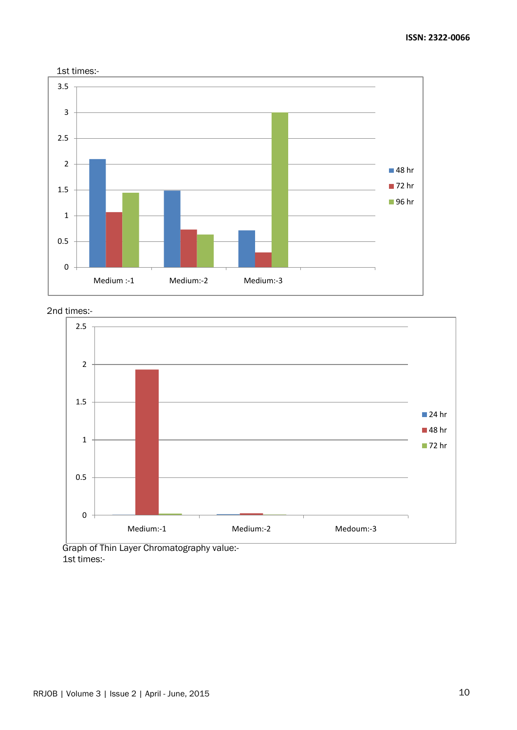1st times:-

2nd times:-

Graph of Thin Layer Chromatography value:-

1st times:-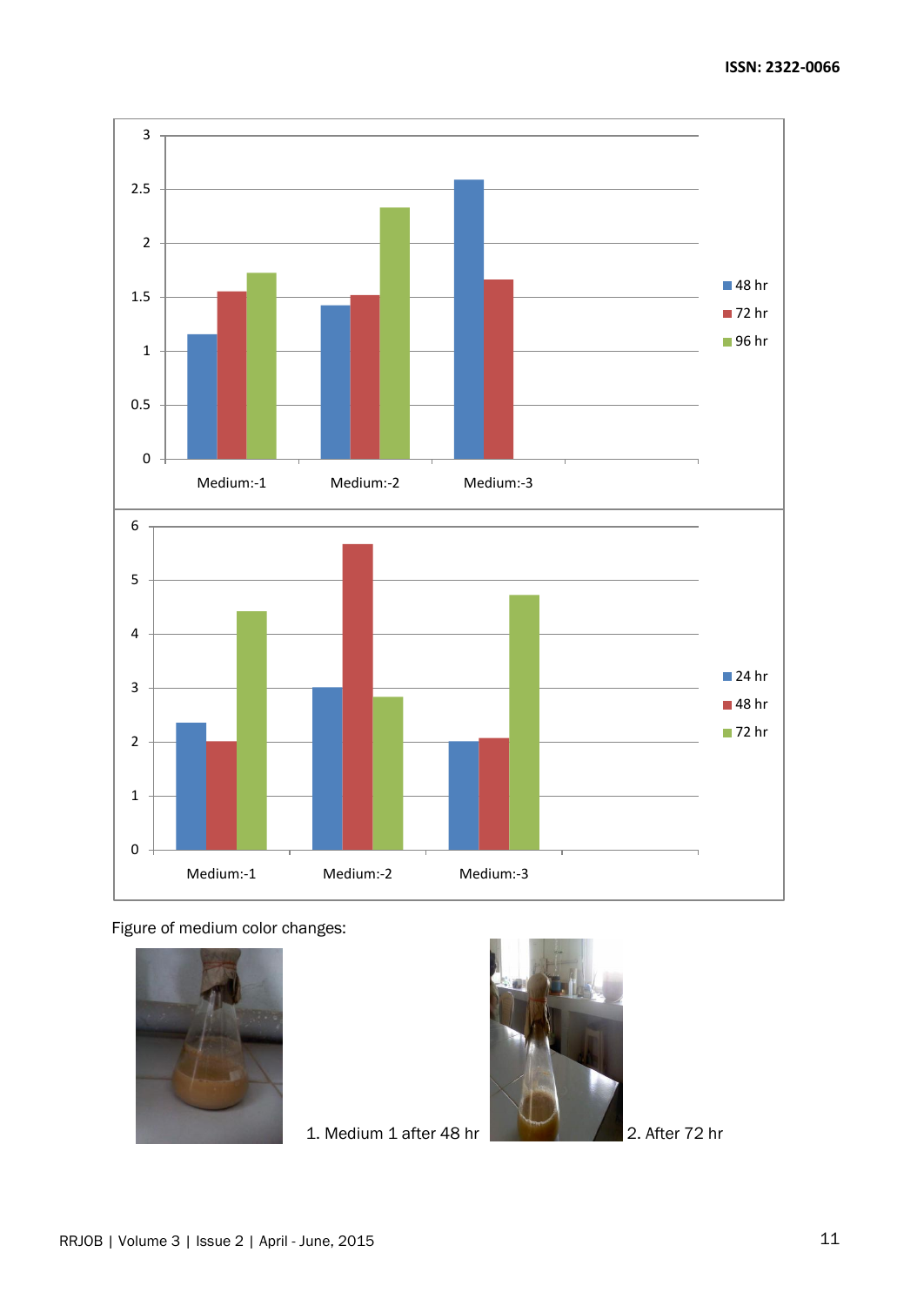Figure of medium color changes:

1. Medium 1 after 48 hr

2. After 72 hr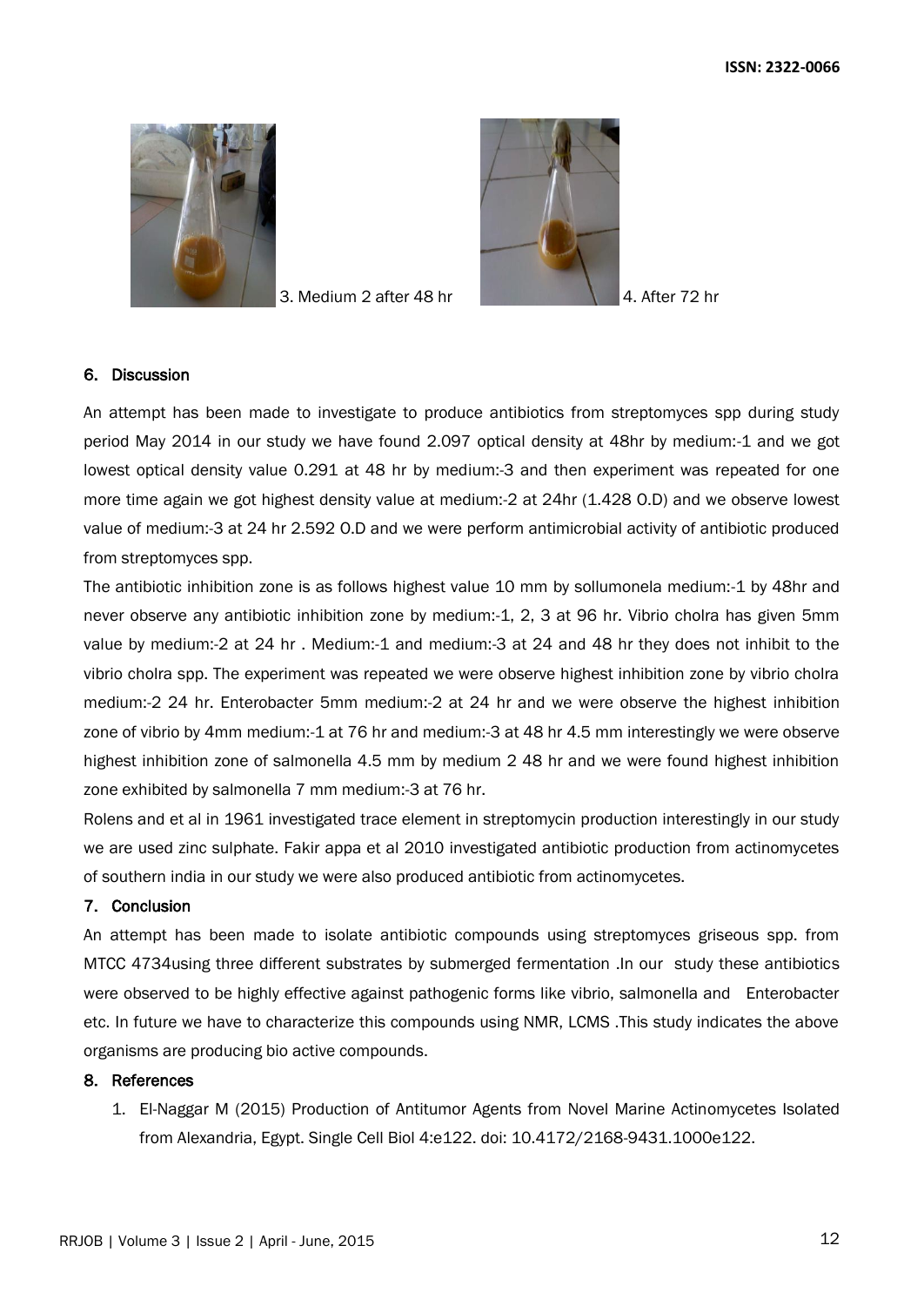3. Medium 2 after 48 hr

4. After 72 hr

## 6. Discussion

An attempt has been made to investigate to produce antibiotics from streptomyces spp during study period May 2014 in our study we have found 2.097 optical density at 48hr by medium:-1 and we got lowest optical density value 0.291 at 48 hr by medium:-3 and then experiment was repeated for one more time again we got highest density value at medium:-2 at 24hr (1.428 O.D) and we observe lowest value of medium:-3 at 24 hr 2.592 O.D and we were perform antimicrobial activity of antibiotic produced from streptomyces spp.

The antibiotic inhibition zone is as follows highest value 10 mm by sollumonela medium:-1 by 48hr and never observe any antibiotic inhibition zone by medium:-1, 2, 3 at 96 hr. Vibrio cholra has given 5mm value by medium:-2 at 24 hr . Medium:-1 and medium:-3 at 24 and 48 hr they does not inhibit to the vibrio cholra spp. The experiment was repeated we were observe highest inhibition zone by vibrio cholra medium:-2 24 hr. Enterobacter 5mm medium:-2 at 24 hr and we were observe the highest inhibition zone of vibrio by 4mm medium:-1 at 76 hr and medium:-3 at 48 hr 4.5 mm interestingly we were observe highest inhibition zone of salmonella 4.5 mm by medium 2 48 hr and we were found highest inhibition zone exhibited by salmonella 7 mm medium:-3 at 76 hr.

Rolens and et al in 1961 investigated trace element in streptomycin production interestingly in our study we are used zinc sulphate. Fakir appa et al 2010 investigated antibiotic production from actinomycetes of southern india in our study we were also produced antibiotic from actinomycetes.

## 7. Conclusion

An attempt has been made to isolate antibiotic compounds using streptomyces griseous spp. from MTCC 4734using three different substrates by submerged fermentation .In our study these antibiotics were observed to be highly effective against pathogenic forms like vibrio, salmonella and Enterobacter etc. In future we have to characterize this compounds using NMR, LCMS .This study indicates the above organisms are producing bio active compounds.

## 8. References

1. El-Naggar M (2015) Production of Antitumor Agents from Novel Marine Actinomycetes Isolated from Alexandria, Egypt. Single Cell Biol 4:e122. doi: 10.4172/2168-9431.1000e122.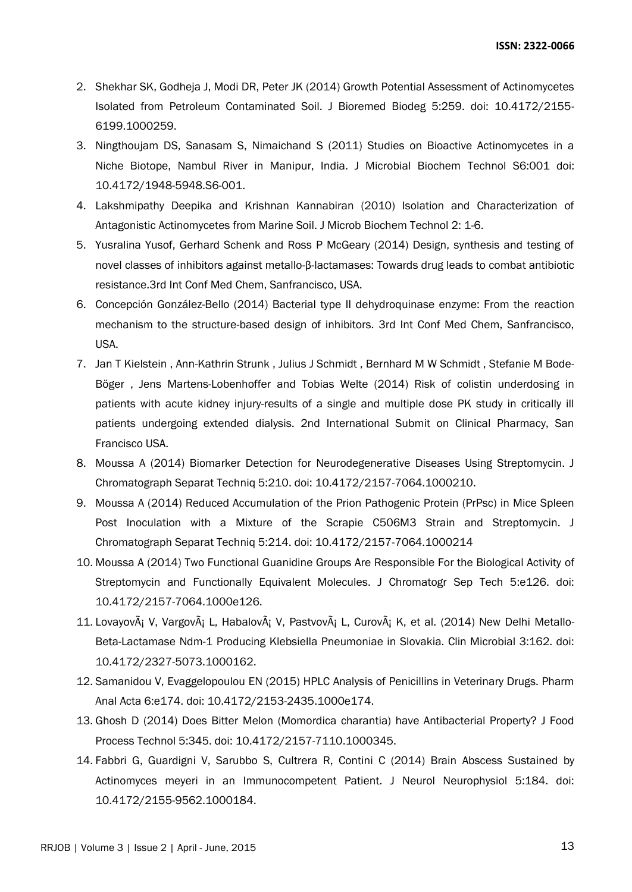2. Shekhar SK, Godheja J, Modi DR, Peter JK (2014) Growth Potential Assessment of Actinomycetes Isolated from Petroleum Contaminated Soil. J Bioremed Biodeg 5:259. doi: 10.4172/2155-6199.1000259.
3. Ningthoujam DS, Sanasam S, Nimaichand S (2011) Studies on Bioactive Actinomycetes in a Niche Biotope, Nambul River in Manipur, India. J Microbial Biochem Technol S6:001 doi: 10.4172/1948-5948.S6-001.
4. Lakshmipathy Deepika and Krishnan Kannabiran (2010) Isolation and Characterization of Antagonistic Actinomycetes from Marine Soil. J Microb Biochem Technol 2: 1-6.
5. Yusralina Yusof, Gerhard Schenk and Ross P McGeary (2014) Design, synthesis and testing of novel classes of inhibitors against metallo-β-lactamases: Towards drug leads to combat antibiotic resistance.3rd Int Conf Med Chem, Sanfrancisco, USA.
6. Concepción González-Bello (2014) Bacterial type II dehydroquinase enzyme: From the reaction mechanism to the structure-based design of inhibitors. 3rd Int Conf Med Chem, Sanfrancisco, USA.
7. Jan T Kielstein , Ann-Kathrin Strunk , Julius J Schmidt , Bernhard M W Schmidt , Stefanie M Bode-Böger , Jens Martens-Lobenhoffer and Tobias Welte (2014) Risk of colistin underdosing in patients with acute kidney injury-results of a single and multiple dose PK study in critically ill patients undergoing extended dialysis. 2nd International Submit on Clinical Pharmacy, San Francisco USA.
8. Moussa A (2014) Biomarker Detection for Neurodegenerative Diseases Using Streptomycin. J Chromatograph Separat Techniq 5:210. doi: 10.4172/2157-7064.1000210.
9. Moussa A (2014) Reduced Accumulation of the Prion Pathogenic Protein (PrPsc) in Mice Spleen Post Inoculation with a Mixture of the Scrapie C506M3 Strain and Streptomycin. J Chromatograph Separat Techniq 5:214. doi: 10.4172/2157-7064.1000214
10. Moussa A (2014) Two Functional Guanidine Groups Are Responsible For the Biological Activity of Streptomycin and Functionally Equivalent Molecules. J Chromatogr Sep Tech 5:e126. doi: 10.4172/2157-7064.1000e126.
11. LovayovÃ¡ V, VargovÃ¡ L, HabalovÃ¡ V, PastvovÃ¡ L, CurovÃ¡ K, et al. (2014) New Delhi Metallo-Beta-Lactamase Ndm-1 Producing Klebsiella Pneumoniae in Slovakia. Clin Microbial 3:162. doi: 10.4172/2327-5073.1000162.
12. Samanidou V, Evaggelopoulou EN (2015) HPLC Analysis of Penicillins in Veterinary Drugs. Pharm Anal Acta 6:e174. doi: 10.4172/2153-2435.1000e174.
13. Ghosh D (2014) Does Bitter Melon (Momordica charantia) have Antibacterial Property? J Food Process Technol 5:345. doi: 10.4172/2157-7110.1000345.
14. Fabbri G, Guardigni V, Sarubbo S, Cultrera R, Contini C (2014) Brain Abscess Sustained by Actinomyces meyeri in an Immunocompetent Patient. J Neurol Neurophysiol 5:184. doi: 10.4172/2155-9562.1000184.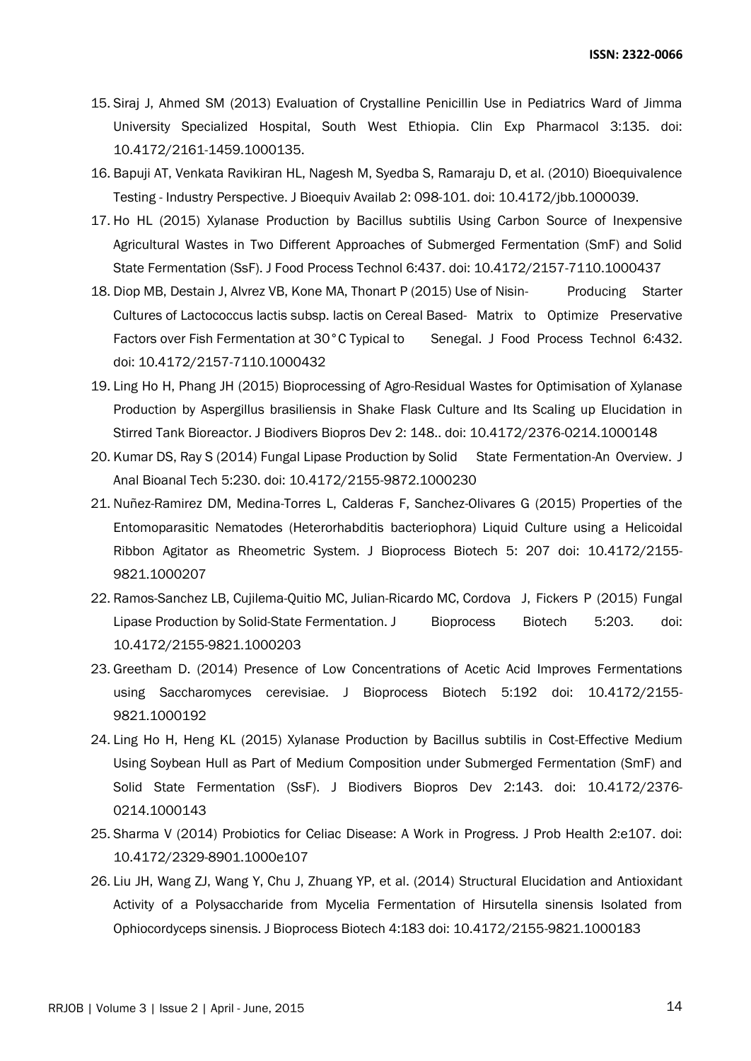15. Siraj J, Ahmed SM (2013) Evaluation of Crystalline Penicillin Use in Pediatrics Ward of Jimma University Specialized Hospital, South West Ethiopia. Clin Exp Pharmacol 3:135. doi: 10.4172/2161-1459.1000135.
16. Bapuji AT, Venkata Ravikiran HL, Nagesh M, Syedba S, Ramaraju D, et al. (2010) Bioequivalence Testing - Industry Perspective. J Bioequiv Availab 2: 098-101. doi: 10.4172/jbb.1000039.
17. Ho HL (2015) Xylanase Production by Bacillus subtilis Using Carbon Source of Inexpensive Agricultural Wastes in Two Different Approaches of Submerged Fermentation (SmF) and Solid State Fermentation (SsF). J Food Process Technol 6:437. doi: 10.4172/2157-7110.1000437
18. Diop MB, Destain J, Alvrez VB, Kone MA, Thonart P (2015) Use of Nisin- Producing Starter Cultures of Lactococcus lactis subsp. lactis on Cereal Based- Matrix to Optimize Preservative Factors over Fish Fermentation at 30°C Typical to Senegal. J Food Process Technol 6:432. doi: 10.4172/2157-7110.1000432
19. Ling Ho H, Phang JH (2015) Bioprocessing of Agro-Residual Wastes for Optimisation of Xylanase Production by Aspergillus brasiliensis in Shake Flask Culture and Its Scaling up Elucidation in Stirred Tank Bioreactor. J Biodivers Biopros Dev 2: 148.. doi: 10.4172/2376-0214.1000148
20. Kumar DS, Ray S (2014) Fungal Lipase Production by Solid State Fermentation-An Overview. J Anal Bioanal Tech 5:230. doi: 10.4172/2155-9872.1000230
21. Nuñez-Ramirez DM, Medina-Torres L, Calderas F, Sanchez-Olivares G (2015) Properties of the Entomoparasitic Nematodes (Heterorhabditis bacteriophora) Liquid Culture using a Helicoidal Ribbon Agitator as Rheometric System. J Bioprocess Biotech 5: 207 doi: 10.4172/2155-9821.1000207
22. Ramos-Sanchez LB, Cujilema-Quitio MC, Julian-Ricardo MC, Cordova J, Fickers P (2015) Fungal Lipase Production by Solid-State Fermentation. J Bioprocess Biotech 5:203. doi: 10.4172/2155-9821.1000203
23. Greetham D. (2014) Presence of Low Concentrations of Acetic Acid Improves Fermentations using Saccharomyces cerevisiae. J Bioprocess Biotech 5:192 doi: 10.4172/2155-9821.1000192
24. Ling Ho H, Heng KL (2015) Xylanase Production by Bacillus subtilis in Cost-Effective Medium Using Soybean Hull as Part of Medium Composition under Submerged Fermentation (SmF) and Solid State Fermentation (SsF). J Biodivers Biopros Dev 2:143. doi: 10.4172/2376-0214.1000143
25. Sharma V (2014) Probiotics for Celiac Disease: A Work in Progress. J Prob Health 2:e107. doi: 10.4172/2329-8901.1000e107
26. Liu JH, Wang ZJ, Wang Y, Chu J, Zhuang YP, et al. (2014) Structural Elucidation and Antioxidant Activity of a Polysaccharide from Mycelia Fermentation of Hirsutella sinensis Isolated from Ophiocordyceps sinensis. J Bioprocess Biotech 4:183 doi: 10.4172/2155-9821.1000183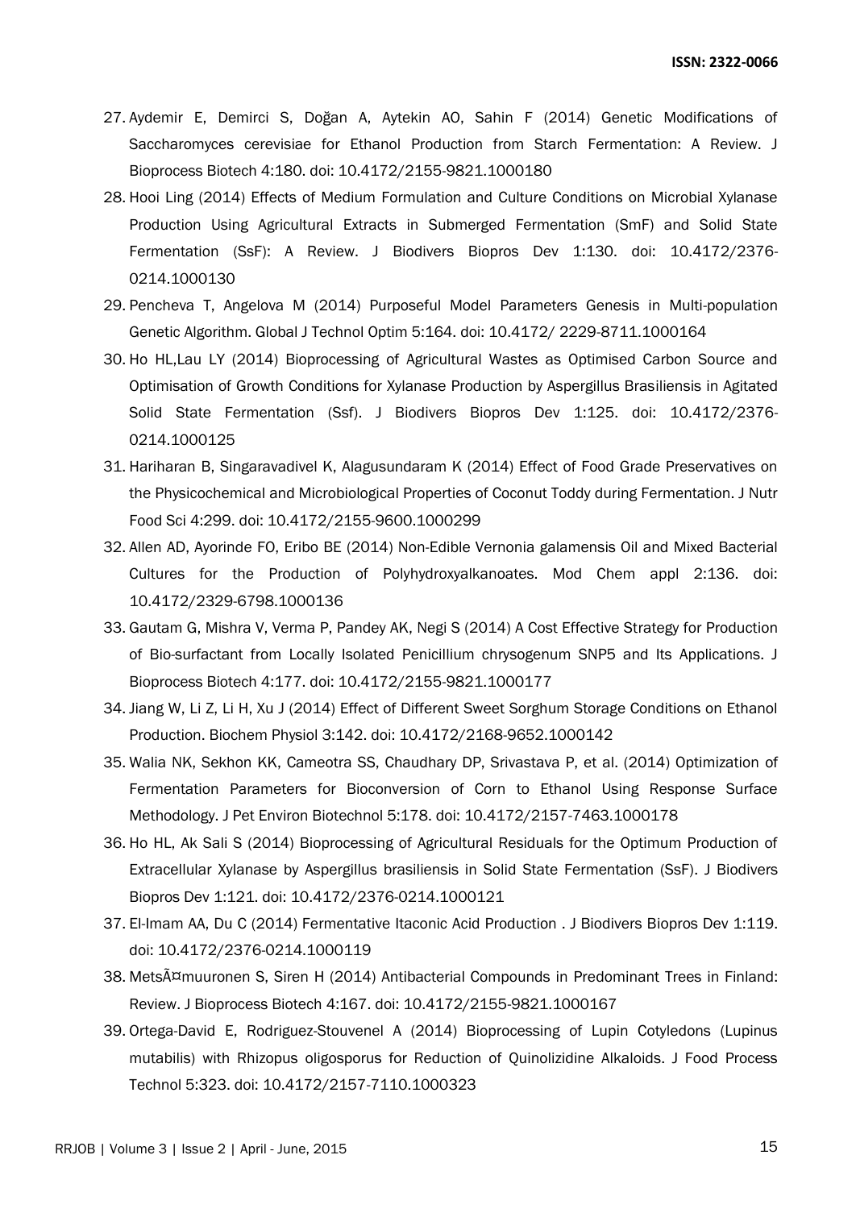27. Aydemir E, Demirci S, Doğan A, Aytekin AO, Sahin F (2014) Genetic Modifications of Saccharomyces cerevisiae for Ethanol Production from Starch Fermentation: A Review. J Bioprocess Biotech 4:180. doi: 10.4172/2155-9821.1000180
28. Hooi Ling (2014) Effects of Medium Formulation and Culture Conditions on Microbial Xylanase Production Using Agricultural Extracts in Submerged Fermentation (SmF) and Solid State Fermentation (SsF): A Review. J Biodivers Biopros Dev 1:130. doi: 10.4172/2376-0214.1000130
29. Pencheva T, Angelova M (2014) Purposeful Model Parameters Genesis in Multi-population Genetic Algorithm. Global J Technol Optim 5:164. doi: 10.4172/ 2229-8711.1000164
30. Ho HL,Lau LY (2014) Bioprocessing of Agricultural Wastes as Optimised Carbon Source and Optimisation of Growth Conditions for Xylanase Production by Aspergillus Brasiliensis in Agitated Solid State Fermentation (Ssf). J Biodivers Biopros Dev 1:125. doi: 10.4172/2376-0214.1000125
31. Hariharan B, Singaravadivel K, Alagusundaram K (2014) Effect of Food Grade Preservatives on the Physicochemical and Microbiological Properties of Coconut Toddy during Fermentation. J Nutr Food Sci 4:299. doi: 10.4172/2155-9600.1000299
32. Allen AD, Ayorinde FO, Eribo BE (2014) Non-Edible Vernonia galamensis Oil and Mixed Bacterial Cultures for the Production of Polyhydroxyalkanoates. Mod Chem appl 2:136. doi: 10.4172/2329-6798.1000136
33. Gautam G, Mishra V, Verma P, Pandey AK, Negi S (2014) A Cost Effective Strategy for Production of Bio-surfactant from Locally Isolated Penicillium chrysogenum SNP5 and Its Applications. J Bioprocess Biotech 4:177. doi: 10.4172/2155-9821.1000177
34. Jiang W, Li Z, Li H, Xu J (2014) Effect of Different Sweet Sorghum Storage Conditions on Ethanol Production. Biochem Physiol 3:142. doi: 10.4172/2168-9652.1000142
35. Walia NK, Sekhon KK, Cameotra SS, Chaudhary DP, Srivastava P, et al. (2014) Optimization of Fermentation Parameters for Bioconversion of Corn to Ethanol Using Response Surface Methodology. J Pet Environ Biotechnol 5:178. doi: 10.4172/2157-7463.1000178
36. Ho HL, Ak Sali S (2014) Bioprocessing of Agricultural Residuals for the Optimum Production of Extracellular Xylanase by Aspergillus brasiliensis in Solid State Fermentation (SsF). J Biodivers Biopros Dev 1:121. doi: 10.4172/2376-0214.1000121
37. El-Imam AA, Du C (2014) Fermentative Itaconic Acid Production . J Biodivers Biopros Dev 1:119. doi: 10.4172/2376-0214.1000119
38. MetsÃ¤muuronen S, Siren H (2014) Antibacterial Compounds in Predominant Trees in Finland: Review. J Bioprocess Biotech 4:167. doi: 10.4172/2155-9821.1000167
39. Ortega-David E, Rodriguez-Stouvenel A (2014) Bioprocessing of Lupin Cotyledons (Lupinus mutabilis) with Rhizopus oligosporus for Reduction of Quinolizidine Alkaloids. J Food Process Technol 5:323. doi: 10.4172/2157-7110.1000323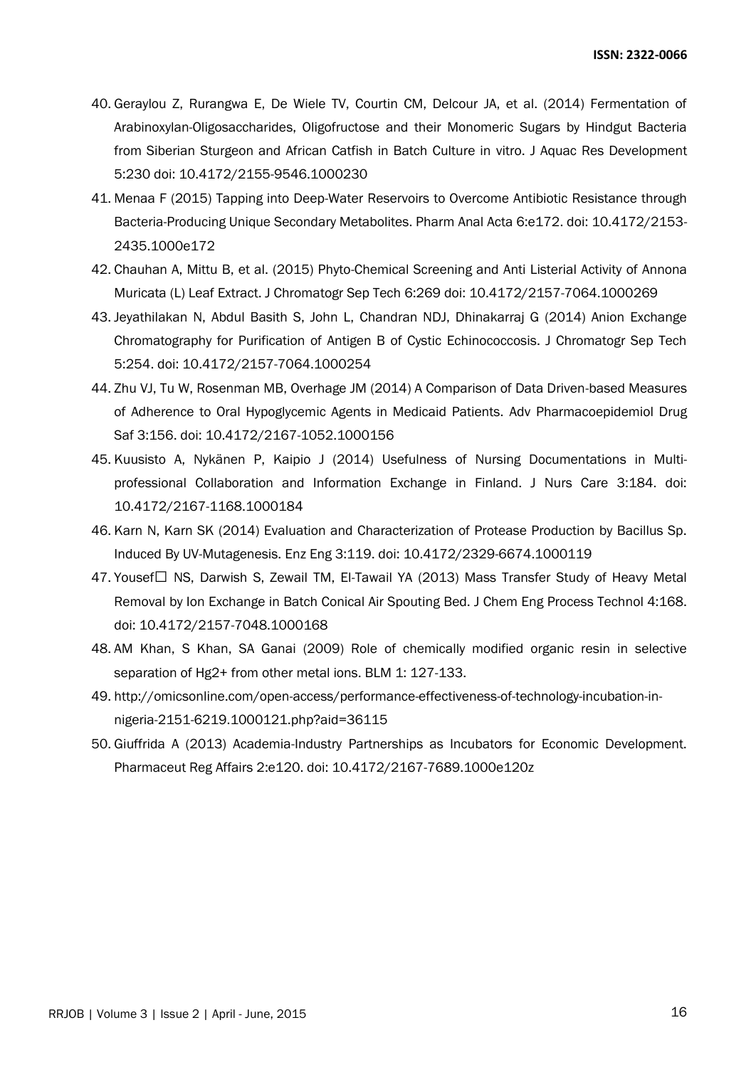40. Geraylou Z, Rurangwa E, De Wiele TV, Courtin CM, Delcour JA, et al. (2014) Fermentation of Arabinoxylan-Oligosaccharides, Oligofructose and their Monomeric Sugars by Hindgut Bacteria from Siberian Sturgeon and African Catfish in Batch Culture in vitro. J Aquac Res Development 5:230 doi: 10.4172/2155-9546.1000230
41. Menaa F (2015) Tapping into Deep-Water Reservoirs to Overcome Antibiotic Resistance through Bacteria-Producing Unique Secondary Metabolites. Pharm Anal Acta 6:e172. doi: 10.4172/2153-2435.1000e172
42. Chauhan A, Mittu B, et al. (2015) Phyto-Chemical Screening and Anti Listerial Activity of Annona Muricata (L) Leaf Extract. J Chromatogr Sep Tech 6:269 doi: 10.4172/2157-7064.1000269
43. Jeyathilakan N, Abdul Basith S, John L, Chandran NDJ, Dhinakarraj G (2014) Anion Exchange Chromatography for Purification of Antigen B of Cystic Echinococcosis. J Chromatogr Sep Tech 5:254. doi: 10.4172/2157-7064.1000254
44. Zhu VJ, Tu W, Rosenman MB, Overhage JM (2014) A Comparison of Data Driven-based Measures of Adherence to Oral Hypoglycemic Agents in Medicaid Patients. Adv Pharmacoepidemiol Drug Saf 3:156. doi: 10.4172/2167-1052.1000156
45. Kuusisto A, Nykänen P, Kaipio J (2014) Usefulness of Nursing Documentations in Multi-professional Collaboration and Information Exchange in Finland. J Nurs Care 3:184. doi: 10.4172/2167-1168.1000184
46. Karn N, Karn SK (2014) Evaluation and Characterization of Protease Production by Bacillus Sp. Induced By UV-Mutagenesis. Enz Eng 3:119. doi: 10.4172/2329-6674.1000119
47. Yousef☐ NS, Darwish S, Zewail TM, El-Tawail YA (2013) Mass Transfer Study of Heavy Metal Removal by Ion Exchange in Batch Conical Air Spouting Bed. J Chem Eng Process Technol 4:168. doi: 10.4172/2157-7048.1000168
48. AM Khan, S Khan, SA Ganai (2009) Role of chemically modified organic resin in selective separation of $Hg^{2+}$ from other metal ions. BLM 1: 127-133.
49. http://omicsonline.com/open-access/performance-effectiveness-of-technology-incubation-in-nigeria-2151-6219.1000121.php?aid=36115
50. Giuffrida A (2013) Academia-Industry Partnerships as Incubators for Economic Development. Pharmaceut Reg Affairs 2:e120. doi: 10.4172/2167-7689.1000e120z